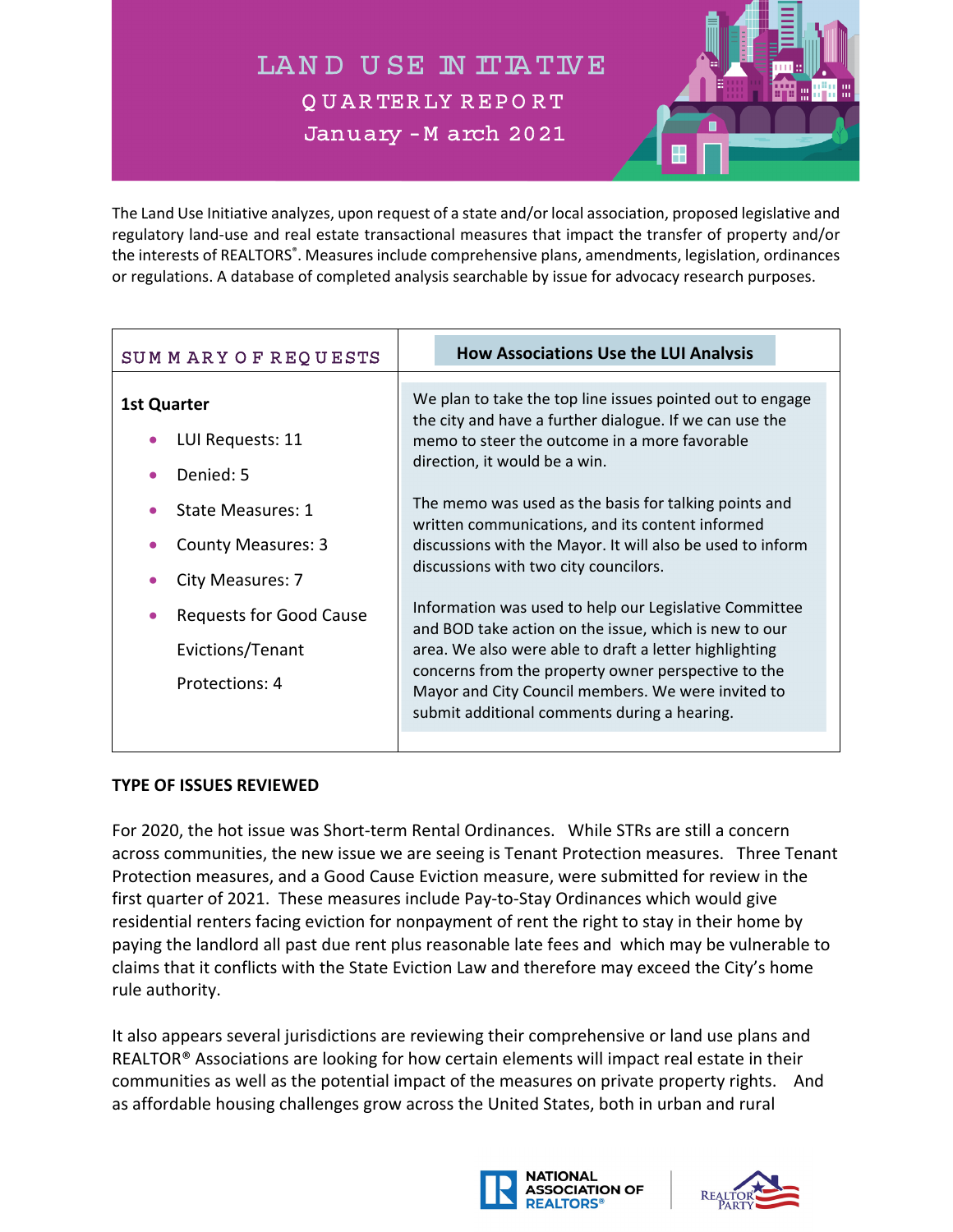# LAND USE INITIATIVE

## QUARTERLY REPORT

## January - March 2021

The Land Use Initiative analyzes, upon request of a state and/or local association, proposed legislative and regulatory land-use and real estate transactional measures that impact the transfer of property and/or the interests of REALTORS®. Measures include comprehensive plans, amendments, legislation, ordinances or regulations. A database of completed analysis searchable by issue for advocacy research purposes.

| SUMMARY OF REQUESTS | How Associations Use the LUI Analysis |
|---|---|
| **1st Quarter**<br>• LUI Requests: 11<br>• Denied: 5<br>• State Measures: 1<br>• County Measures: 3<br>• City Measures: 7<br>• Requests for Good Cause Evictions/Tenant Protections: 4 | We plan to take the top line issues pointed out to engage the city and have a further dialogue. If we can use the memo to steer the outcome in a more favorable direction, it would be a win.<br><br>The memo was used as the basis for talking points and written communications, and its content informed discussions with the Mayor. It will also be used to inform discussions with two city councilors.<br><br>Information was used to help our Legislative Committee and BOD take action on the issue, which is new to our area. We also were able to draft a letter highlighting concerns from the property owner perspective to the Mayor and City Council members. We were invited to submit additional comments during a hearing. |

**TYPE OF ISSUES REVIEWED**

For 2020, the hot issue was Short-term Rental Ordinances. While STRs are still a concern across communities, the new issue we are seeing is Tenant Protection measures. Three Tenant Protection measures, and a Good Cause Eviction measure, were submitted for review in the first quarter of 2021. These measures include Pay-to-Stay Ordinances which would give residential renters facing eviction for nonpayment of rent the right to stay in their home by paying the landlord all past due rent plus reasonable late fees and which may be vulnerable to claims that it conflicts with the State Eviction Law and therefore may exceed the City's home rule authority.

It also appears several jurisdictions are reviewing their comprehensive or land use plans and REALTOR® Associations are looking for how certain elements will impact real estate in their communities as well as the potential impact of the measures on private property rights. And as affordable housing challenges grow across the United States, both in urban and rural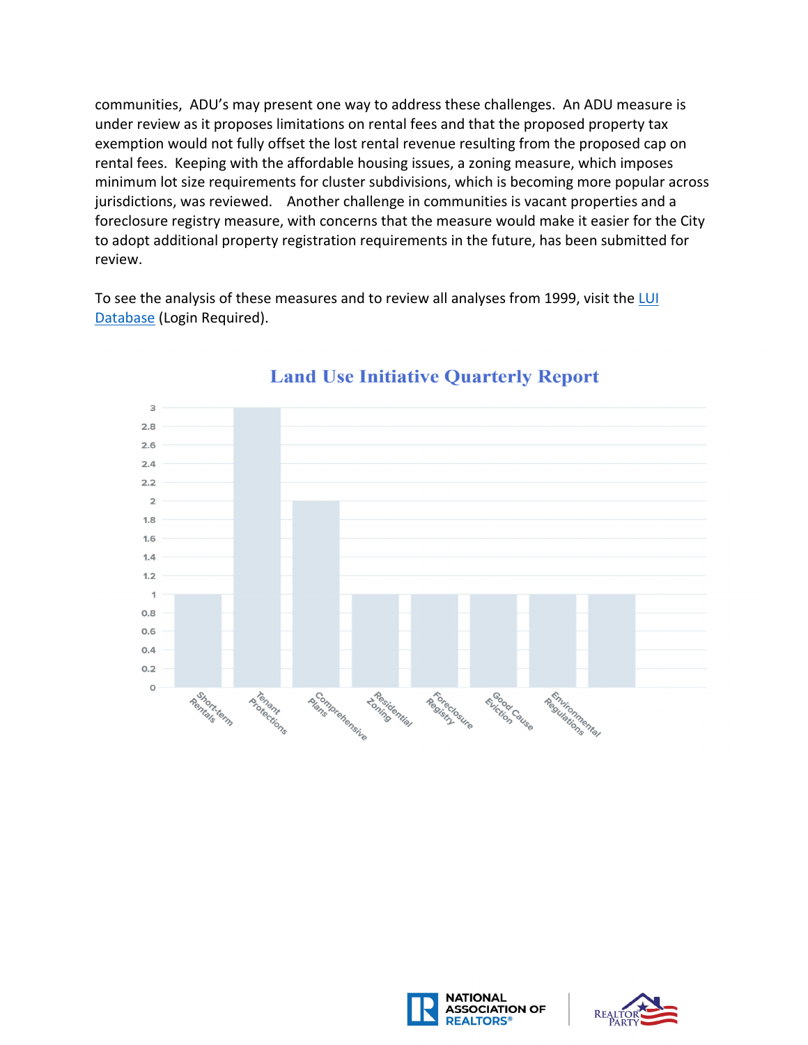communities, ADU's may present one way to address these challenges. An ADU measure is under review as it proposes limitations on rental fees and that the proposed property tax exemption would not fully offset the lost rental revenue resulting from the proposed cap on rental fees. Keeping with the affordable housing issues, a zoning measure, which imposes minimum lot size requirements for cluster subdivisions, which is becoming more popular across jurisdictions, was reviewed. Another challenge in communities is vacant properties and a foreclosure registry measure, with concerns that the measure would make it easier for the City to adopt additional property registration requirements in the future, has been submitted for review.

To see the analysis of these measures and to review all analyses from 1999, visit the [LUI Database](LUI Database) (Login Required).

**Land Use Initiative Quarterly Report**

3
2.8
2.6
2.4
2.2
2
1.8
1.6
1.4
1.2
1
0.8
0.6
0.4
0.2
0

Short-term Rentals
Tenant Protections
Comprehensive Plans
Residential Zoning
Foreclosure Registry
Good Cause Eviction
Environmental Regulations